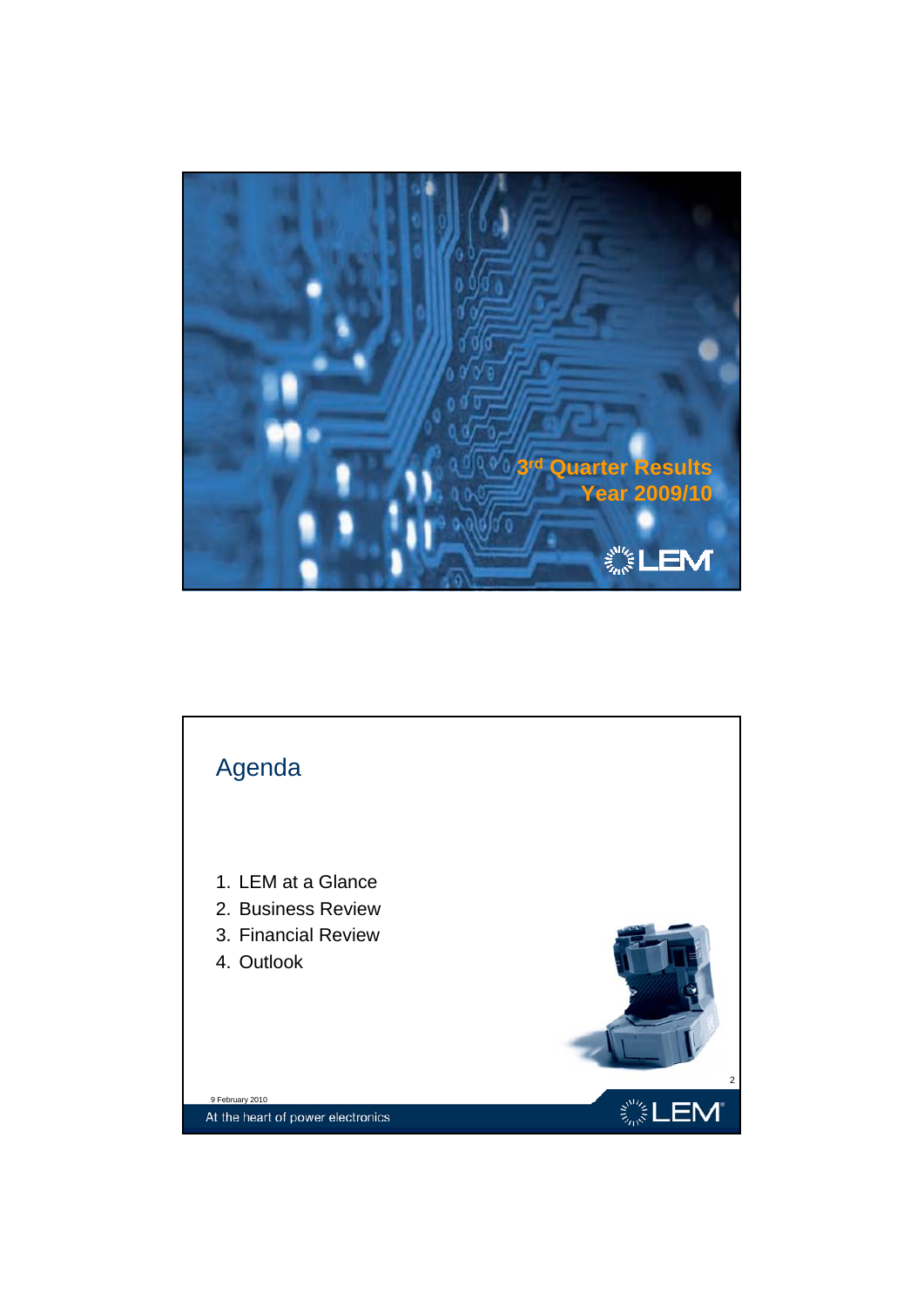# 3rd Quarter Results Year 2009/10

LEM

## Agenda

1. LEM at a Glance
2. Business Review
3. Financial Review
4. Outlook

9 February 2010

At the heart of power electronics

LEM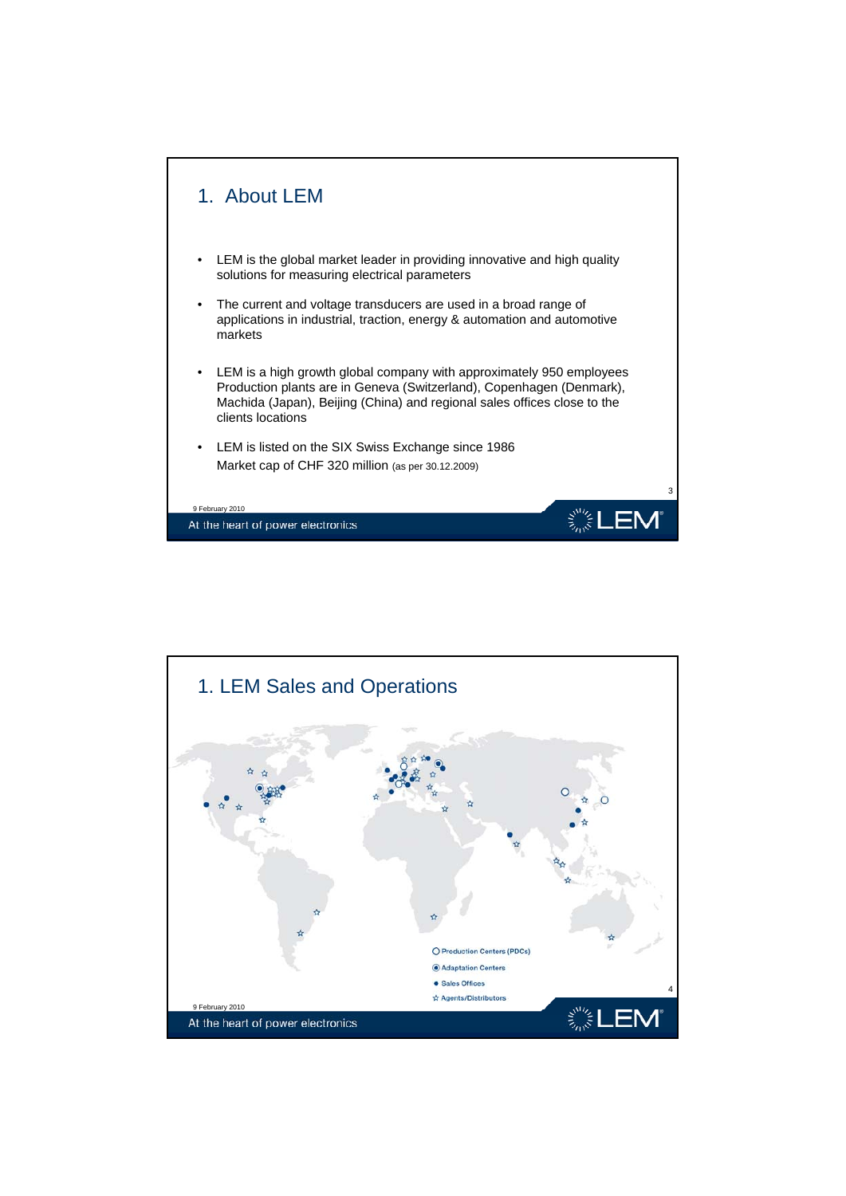# 1. About LEM

- LEM is the global market leader in providing innovative and high quality solutions for measuring electrical parameters
- The current and voltage transducers are used in a broad range of applications in industrial, traction, energy & automation and automotive markets
- LEM is a high growth global company with approximately 950 employees Production plants are in Geneva (Switzerland), Copenhagen (Denmark), Machida (Japan), Beijing (China) and regional sales offices close to the clients locations
- LEM is listed on the SIX Swiss Exchange since 1986
  Market cap of CHF 320 million (as per 30.12.2009)

# 1. LEM Sales and Operations

- Production Centers (PDCs)
- Adaptation Centers
- Sales Offices
- Agents/Distributors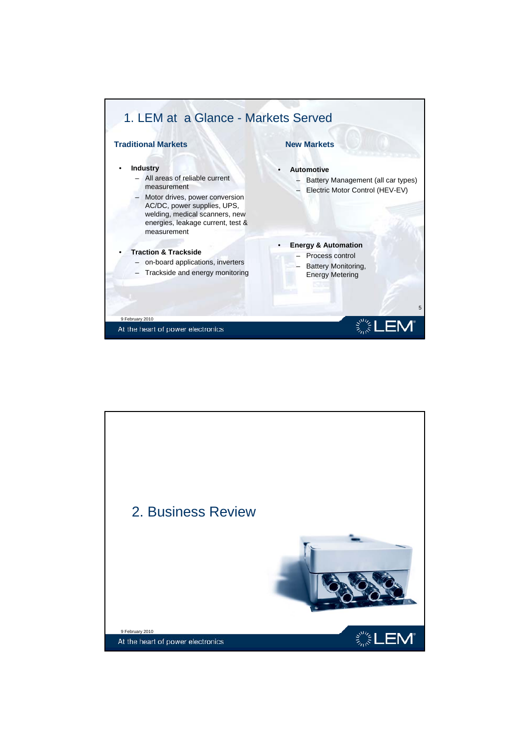# 1. LEM at a Glance - Markets Served

## Traditional Markets

- **Industry**
  - All areas of reliable current measurement
  - Motor drives, power conversion AC/DC, power supplies, UPS, welding, medical scanners, new energies, leakage current, test & measurement
- **Traction & Trackside**
  - on-board applications, inverters
  - Trackside and energy monitoring

## New Markets

- **Automotive**
  - Battery Management (all car types)
  - Electric Motor Control (HEV-EV)
- **Energy & Automation**
  - Process control
  - Battery Monitoring, Energy Metering

# 2. Business Review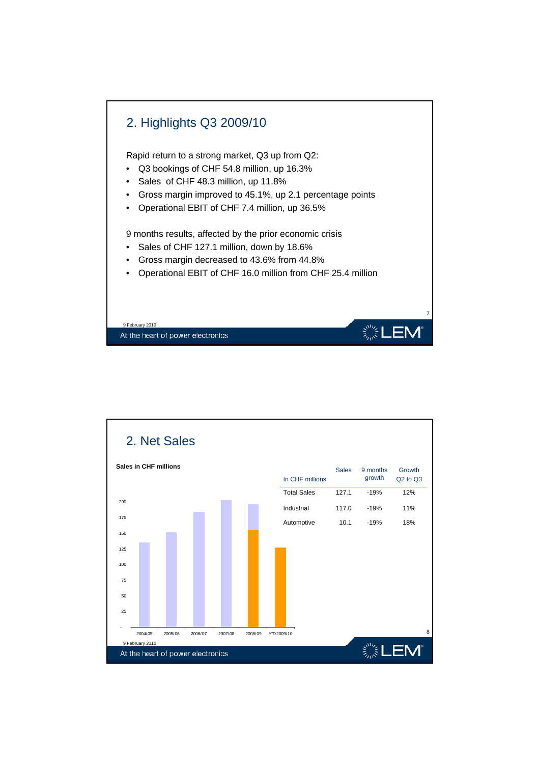## 2. Highlights Q3 2009/10

Rapid return to a strong market, Q3 up from Q2:

- Q3 bookings of CHF 54.8 million, up 16.3%
- Sales of CHF 48.3 million, up 11.8%
- Gross margin improved to 45.1%, up 2.1 percentage points
- Operational EBIT of CHF 7.4 million, up 36.5%

9 months results, affected by the prior economic crisis

- Sales of CHF 127.1 million, down by 18.6%
- Gross margin decreased to 43.6% from 44.8%
- Operational EBIT of CHF 16.0 million from CHF 25.4 million

## 2. Net Sales

**Sales in CHF millions**

| In CHF millions | Sales | 9 months growth | Growth Q2 to Q3 |
|---|---|---|---|
| Total Sales | 127.1 | -19% | 12% |
| Industrial | 117.0 | -19% | 11% |
| Automotive | 10.1 | -19% | 18% |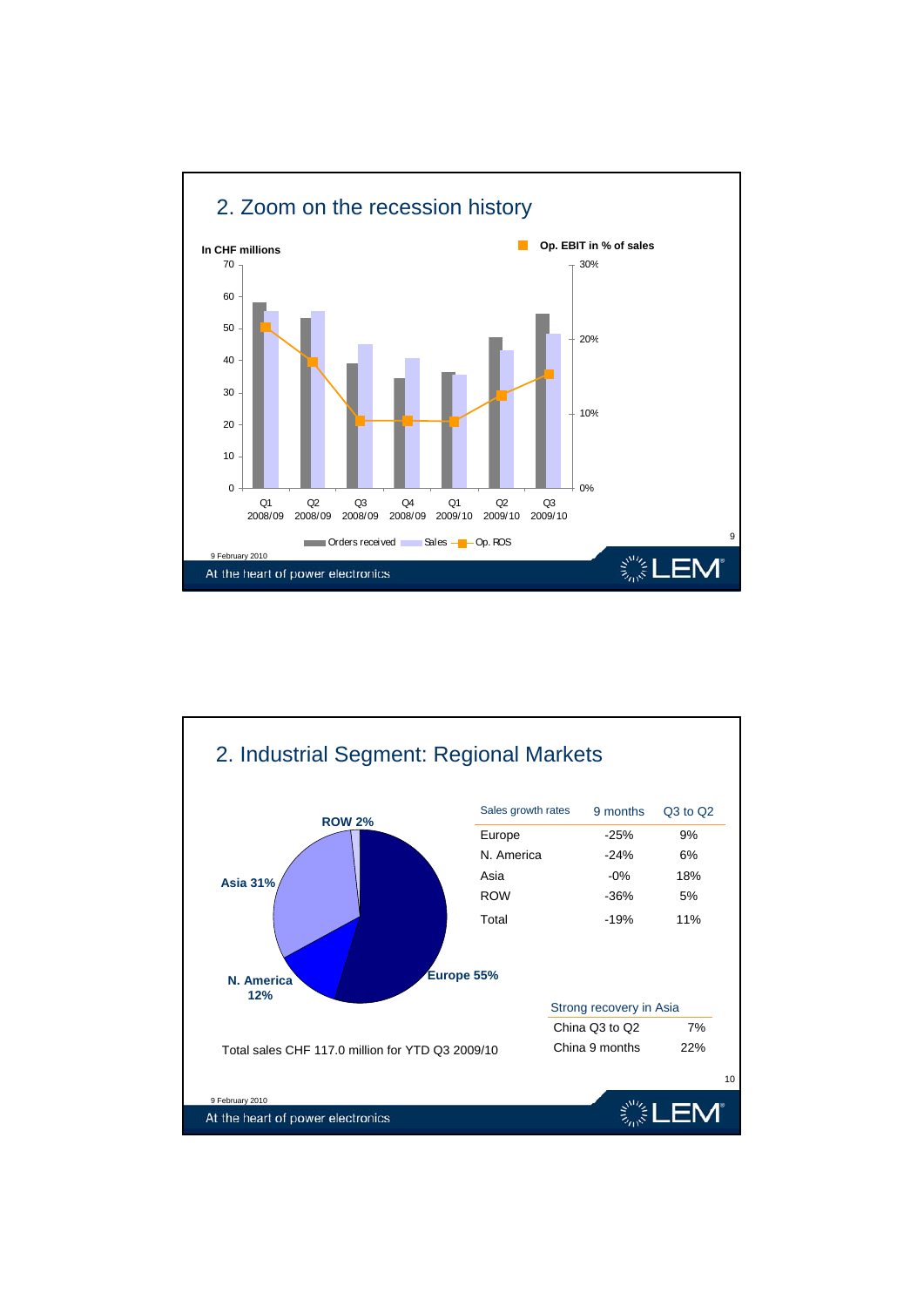## 2. Zoom on the recession history

In CHF millions

Op. EBIT in % of sales

| | Q1 2008/09 | Q2 2008/09 | Q3 2008/09 | Q4 2008/09 | Q1 2009/10 | Q2 2009/10 | Q3 2009/10 |
|---|---|---|---|---|---|---|---|
| Orders received | | | | | | | |
| Sales | | | | | | | |
| Op. ROS | | | | | | | |

9 February 2010

At the heart of power electronics

## 2. Industrial Segment: Regional Markets

ROW 2%

Asia 31%

N. America 12%

Europe 55%

Total sales CHF 117.0 million for YTD Q3 2009/10

| Sales growth rates | 9 months | Q3 to Q2 |
|---|---|---|
| Europe | -25% | 9% |
| N. America | -24% | 6% |
| Asia | -0% | 18% |
| ROW | -36% | 5% |
| Total | -19% | 11% |

| Strong recovery in Asia | |
|---|---|
| China Q3 to Q2 | 7% |
| China 9 months | 22% |

9 February 2010

At the heart of power electronics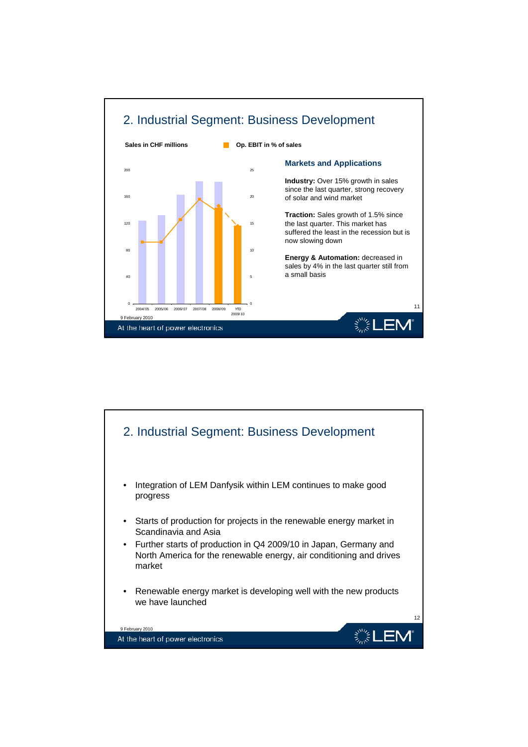## 2. Industrial Segment: Business Development

**Sales in CHF millions** | **Op. EBIT in % of sales**

Chart x-axis: 2004/05, 2005/06, 2006/07, 2007/08, 2008/09, YTD 2009/10

Left axis: 0, 40, 80, 120, 160, 200

Right axis: 0, 5, 10, 15, 20, 25

### Markets and Applications

**Industry:** Over 15% growth in sales since the last quarter, strong recovery of solar and wind market

**Traction:** Sales growth of 1.5% since the last quarter. This market has suffered the least in the recession but is now slowing down

**Energy & Automation:** decreased in sales by 4% in the last quarter still from a small basis

## 2. Industrial Segment: Business Development

- Integration of LEM Danfysik within LEM continues to make good progress
- Starts of production for projects in the renewable energy market in Scandinavia and Asia
- Further starts of production in Q4 2009/10 in Japan, Germany and North America for the renewable energy, air conditioning and drives market
- Renewable energy market is developing well with the new products we have launched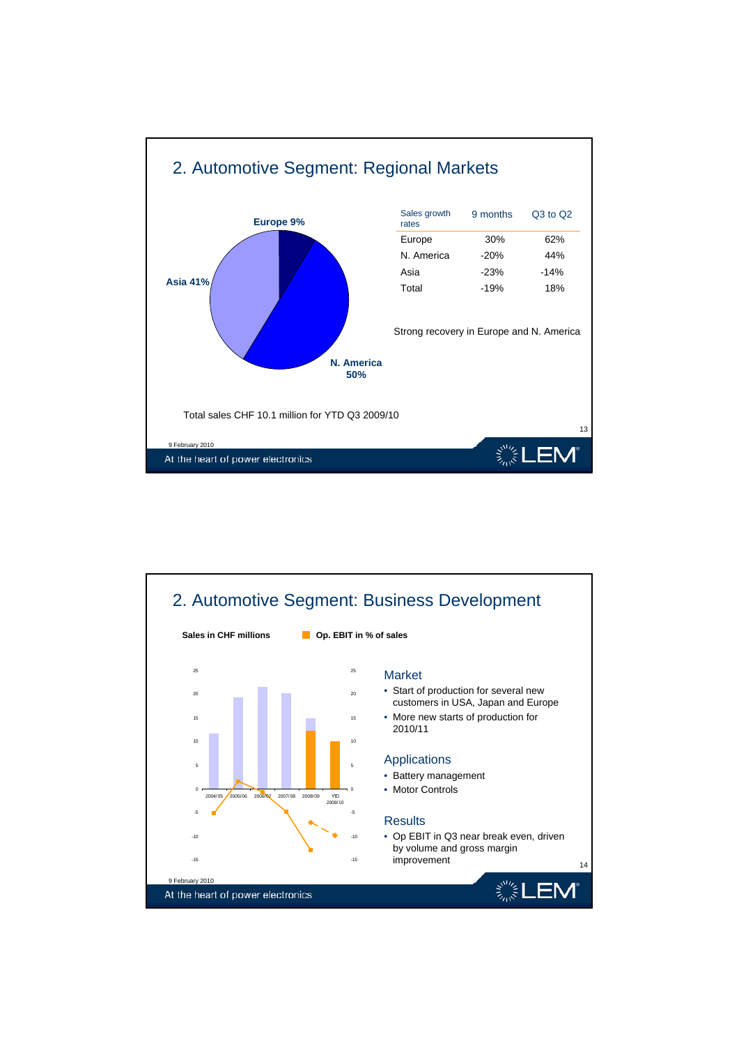## 2. Automotive Segment: Regional Markets

Europe 9%

Asia 41%

N. America 50%

| Sales growth rates | 9 months | Q3 to Q2 |
|---|---|---|
| Europe | 30% | 62% |
| N. America | -20% | 44% |
| Asia | -23% | -14% |
| Total | -19% | 18% |

Strong recovery in Europe and N. America

Total sales CHF 10.1 million for YTD Q3 2009/10

## 2. Automotive Segment: Business Development

**Sales in CHF millions** **Op. EBIT in % of sales**

2004/05, 2005/06, 2006/07, 2007/08, 2008/09, YTD 2009/10

### Market

- Start of production for several new customers in USA, Japan and Europe
- More new starts of production for 2010/11

### Applications

- Battery management
- Motor Controls

### Results

- Op EBIT in Q3 near break even, driven by volume and gross margin improvement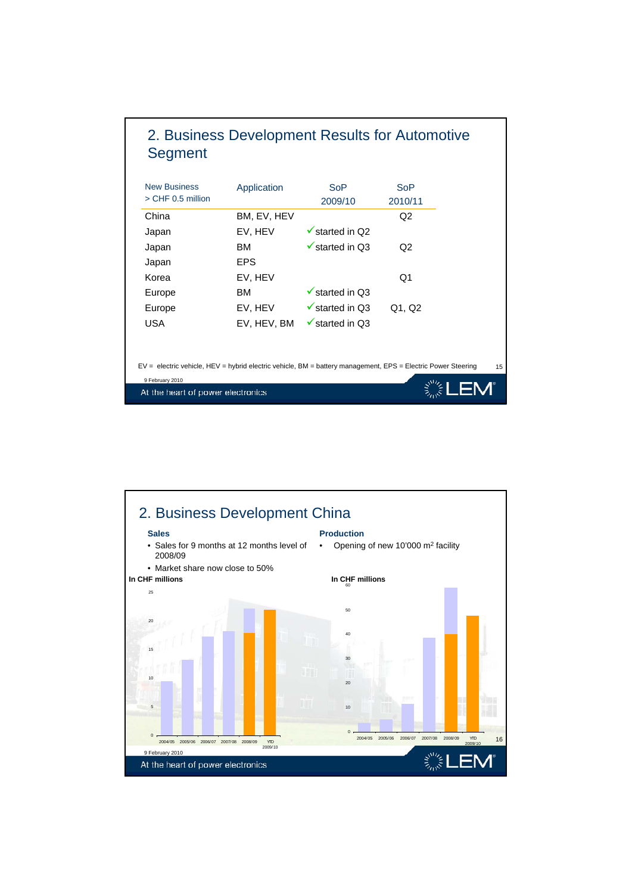## 2. Business Development Results for Automotive Segment

| New Business > CHF 0.5 million | Application | SoP 2009/10 | SoP 2010/11 |
|---|---|---|---|
| China | BM, EV, HEV | | Q2 |
| Japan | EV, HEV | ✓started in Q2 | |
| Japan | BM | ✓started in Q3 | Q2 |
| Japan | EPS | | |
| Korea | EV, HEV | | Q1 |
| Europe | BM | ✓started in Q3 | |
| Europe | EV, HEV | ✓started in Q3 | Q1, Q2 |
| USA | EV, HEV, BM | ✓started in Q3 | |

EV = electric vehicle, HEV = hybrid electric vehicle, BM = battery management, EPS = Electric Power Steering

## 2. Business Development China

**Sales**

- Sales for 9 months at 12 months level of 2008/09
- Market share now close to 50%

**Production**

- Opening of new 10'000 m² facility

In CHF millions

In CHF millions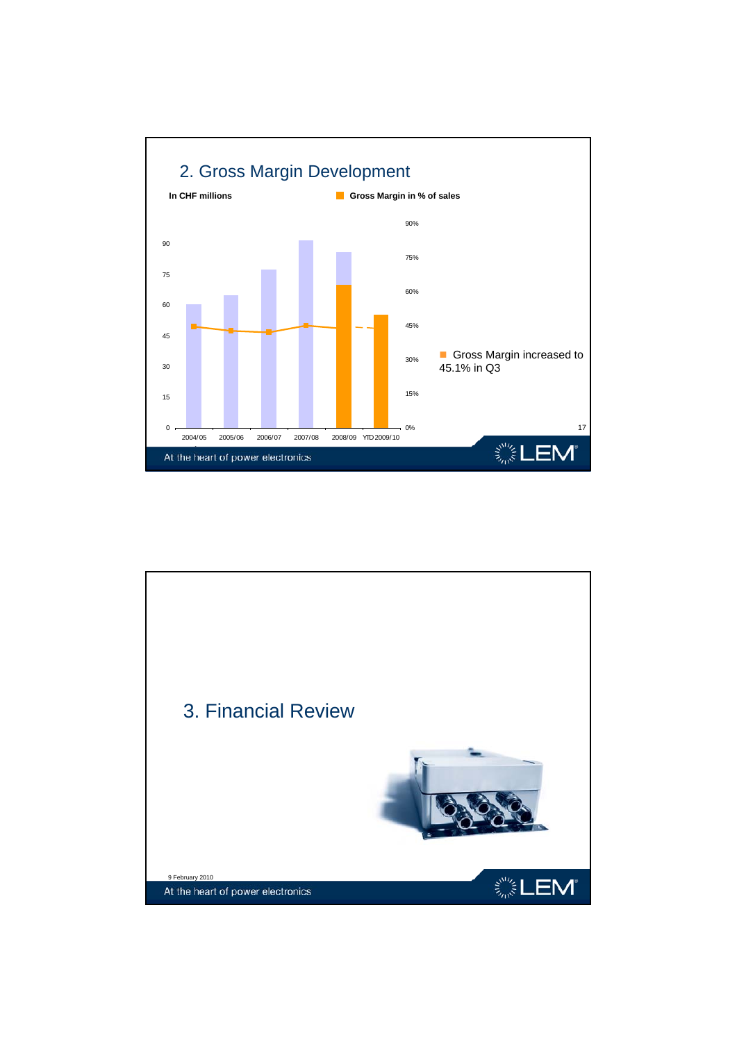## 2. Gross Margin Development

**In CHF millions** — **Gross Margin in % of sales**

| | 2004/05 | 2005/06 | 2006/07 | 2007/08 | 2008/09 | YTD 2009/10 |
|---|---|---|---|---|---|---|

- Gross Margin increased to 45.1% in Q3

---

## 3. Financial Review

9 February 2010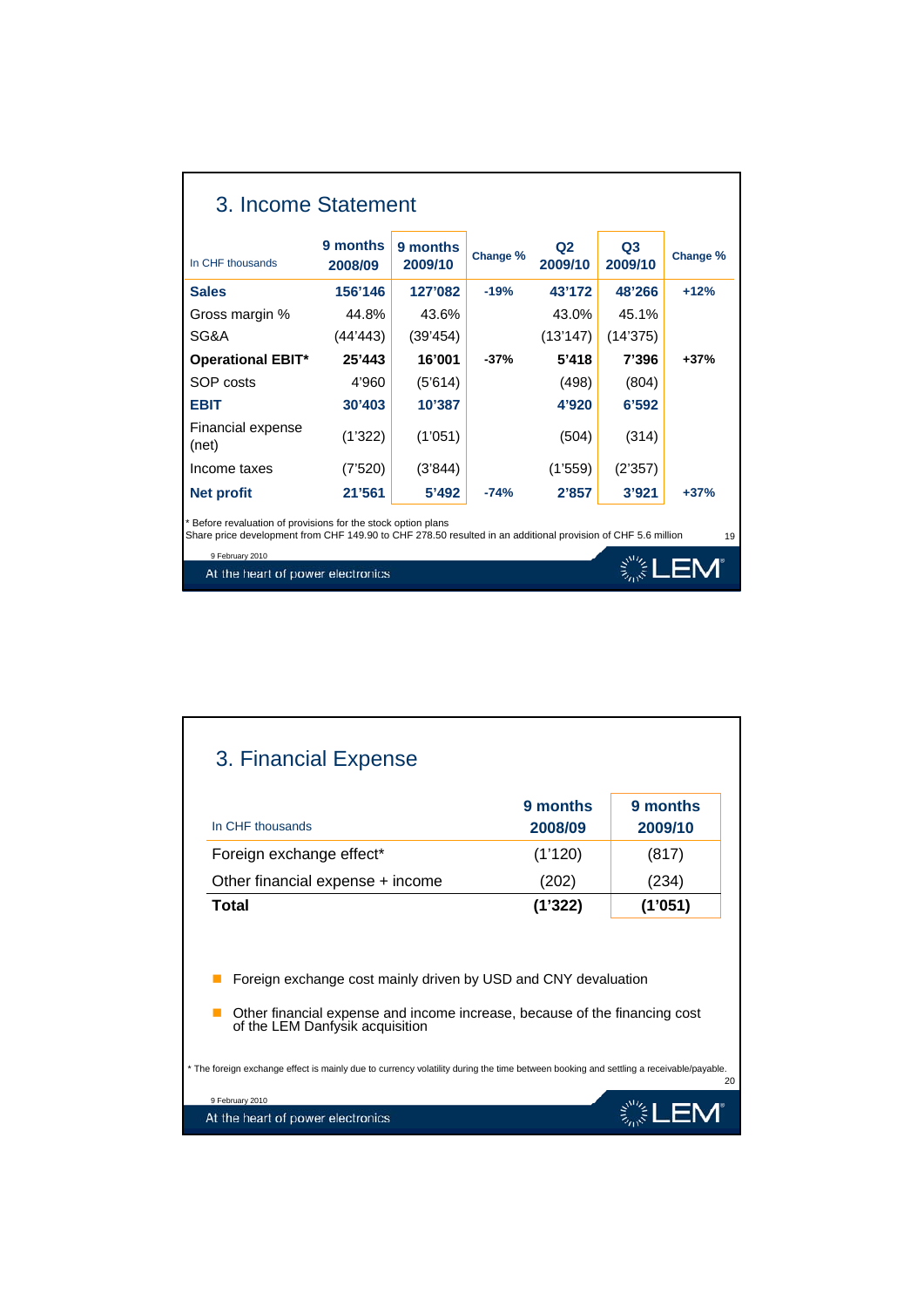## 3. Income Statement

| In CHF thousands | 9 months 2008/09 | 9 months 2009/10 | Change % | Q2 2009/10 | Q3 2009/10 | Change % |
|---|---|---|---|---|---|---|
| **Sales** | **156'146** | **127'082** | **-19%** | **43'172** | **48'266** | **+12%** |
| Gross margin % | 44.8% | 43.6% | | 43.0% | 45.1% | |
| SG&A | (44'443) | (39'454) | | (13'147) | (14'375) | |
| **Operational EBIT*** | **25'443** | **16'001** | **-37%** | **5'418** | **7'396** | **+37%** |
| SOP costs | 4'960 | (5'614) | | (498) | (804) | |
| **EBIT** | **30'403** | **10'387** | | **4'920** | **6'592** | |
| Financial expense (net) | (1'322) | (1'051) | | (504) | (314) | |
| Income taxes | (7'520) | (3'844) | | (1'559) | (2'357) | |
| **Net profit** | **21'561** | **5'492** | **-74%** | **2'857** | **3'921** | **+37%** |

\* Before revaluation of provisions for the stock option plans
Share price development from CHF 149.90 to CHF 278.50 resulted in an additional provision of CHF 5.6 million

9 February 2010

At the heart of power electronics

## 3. Financial Expense

| In CHF thousands | 9 months 2008/09 | 9 months 2009/10 |
|---|---|---|
| Foreign exchange effect* | (1'120) | (817) |
| Other financial expense + income | (202) | (234) |
| **Total** | **(1'322)** | **(1'051)** |

- Foreign exchange cost mainly driven by USD and CNY devaluation
- Other financial expense and income increase, because of the financing cost of the LEM Danfysik acquisition

\* The foreign exchange effect is mainly due to currency volatility during the time between booking and settling a receivable/payable.

9 February 2010

At the heart of power electronics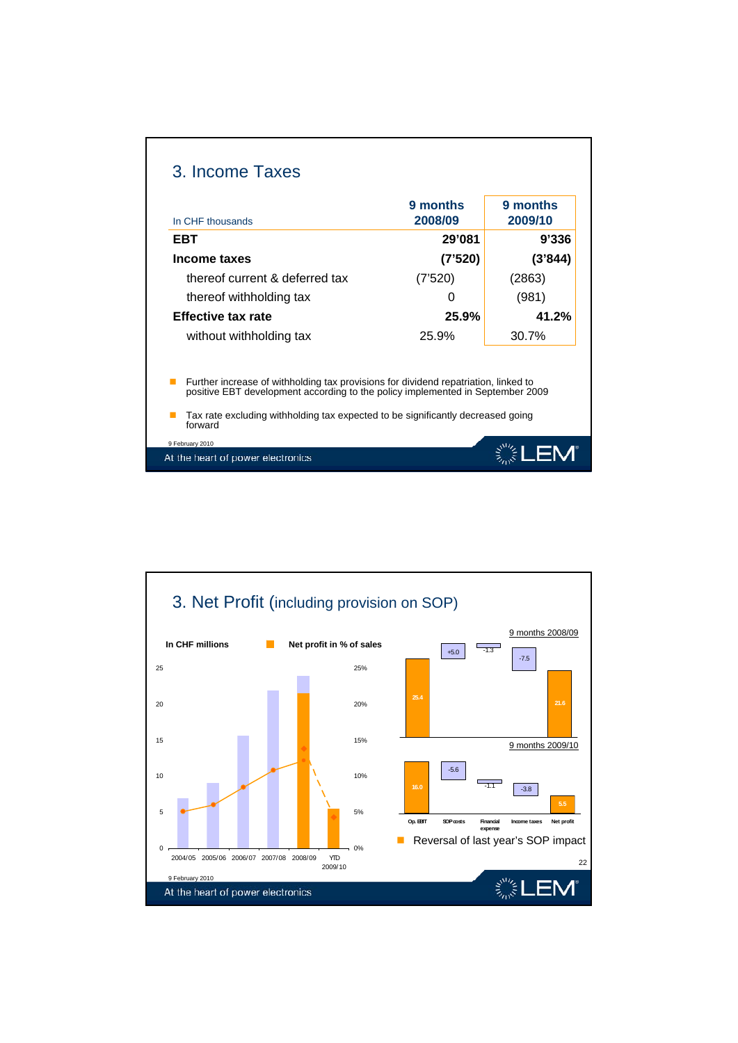## 3. Income Taxes

| In CHF thousands | 9 months 2008/09 | 9 months 2009/10 |
|---|---|---|
| **EBT** | **29'081** | **9'336** |
| **Income taxes** | **(7'520)** | **(3'844)** |
| thereof current & deferred tax | (7'520) | (2863) |
| thereof withholding tax | 0 | (981) |
| **Effective tax rate** | **25.9%** | **41.2%** |
| without withholding tax | 25.9% | 30.7% |

- Further increase of withholding tax provisions for dividend repatriation, linked to positive EBT development according to the policy implemented in September 2009
- Tax rate excluding withholding tax expected to be significantly decreased going forward

9 February 2010

At the heart of power electronics

## 3. Net Profit (including provision on SOP)

**In CHF millions** — Net profit in % of sales

| | 2004/05 | 2005/06 | 2006/07 | 2007/08 | 2008/09 | YTD 2009/10 |
|---|---|---|---|---|---|---|

**9 months 2008/09**

| Op. EBIT | SOP costs | Financial expense | Income taxes | Net profit |
|---|---|---|---|---|
| 25.4 | +5.0 | -1.3 | -7.5 | 21.6 |

**9 months 2009/10**

| Op. EBIT | SOP costs | Financial expense | Income taxes | Net profit |
|---|---|---|---|---|
| 16.0 | -5.6 | -1.1 | -3.8 | 5.5 |

- Reversal of last year's SOP impact

9 February 2010

At the heart of power electronics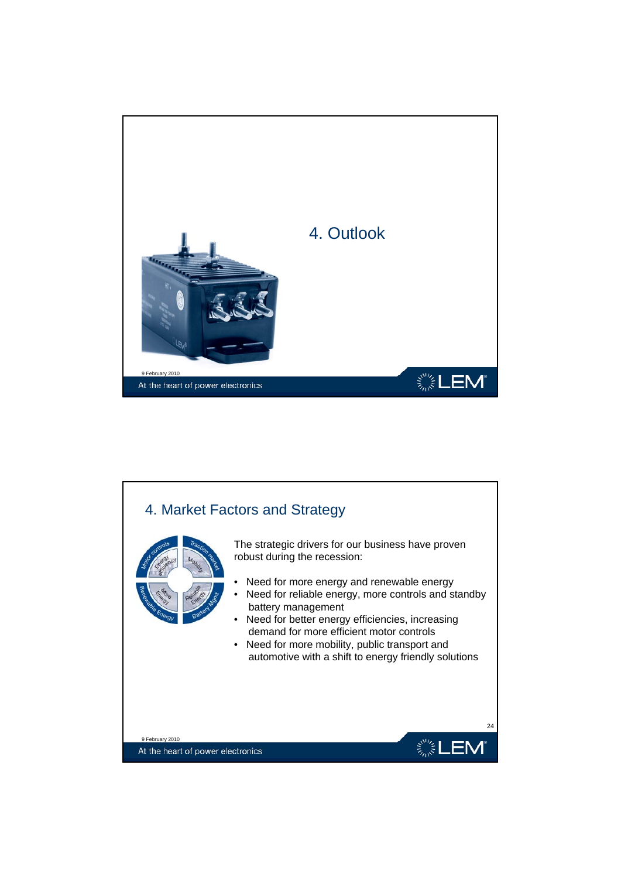## 4. Outlook

## 4. Market Factors and Strategy

The strategic drivers for our business have proven robust during the recession:

- Need for more energy and renewable energy
- Need for reliable energy, more controls and standby battery management
- Need for better energy efficiencies, increasing demand for more efficient motor controls
- Need for more mobility, public transport and automotive with a shift to energy friendly solutions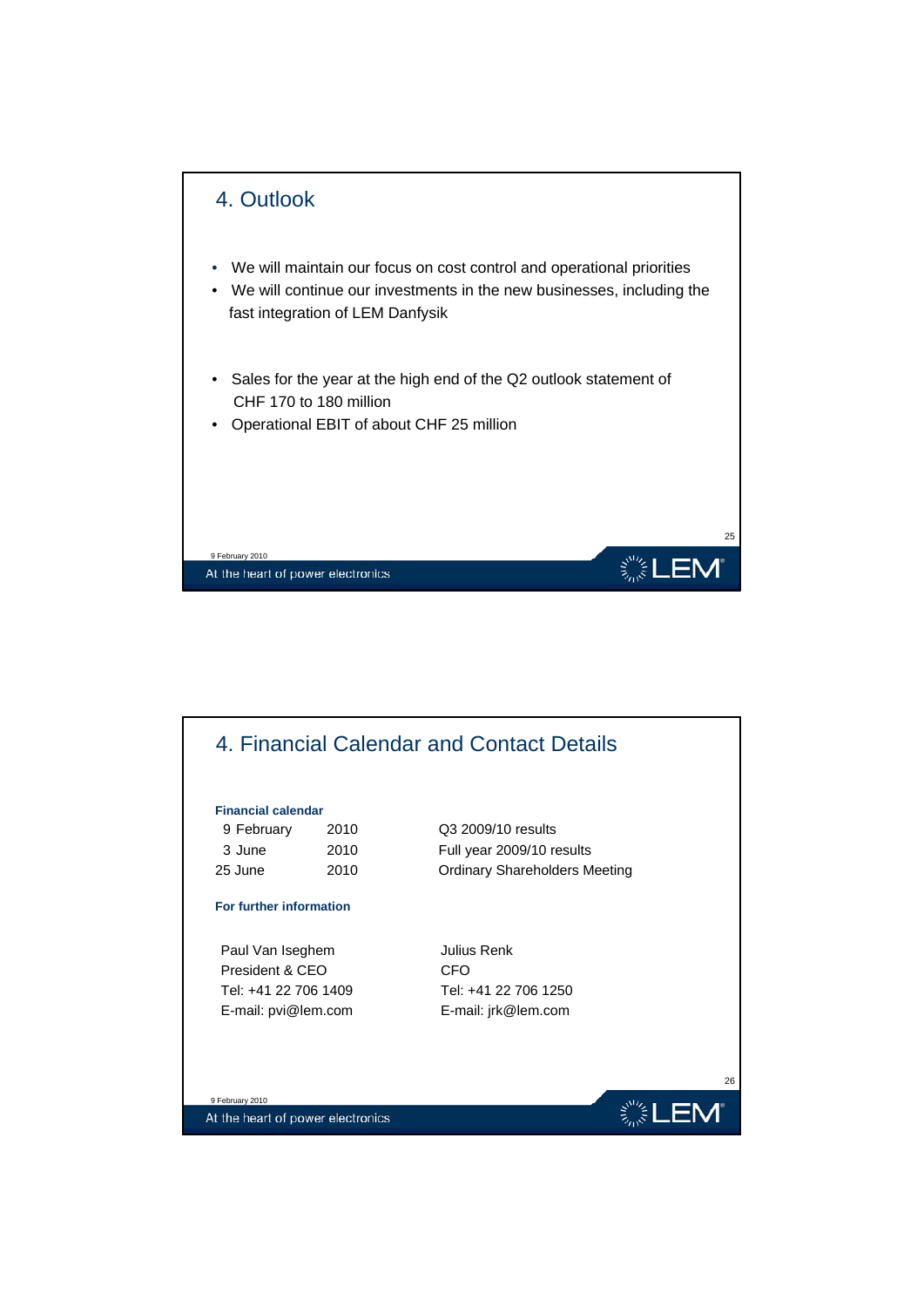## 4. Outlook

- We will maintain our focus on cost control and operational priorities
- We will continue our investments in the new businesses, including the fast integration of LEM Danfysik

- Sales for the year at the high end of the Q2 outlook statement of CHF 170 to 180 million
- Operational EBIT of about CHF 25 million

## 4. Financial Calendar and Contact Details

**Financial calendar**

| | | |
|---|---|---|
| 9 February | 2010 | Q3 2009/10 results |
| 3 June | 2010 | Full year 2009/10 results |
| 25 June | 2010 | Ordinary Shareholders Meeting |

**For further information**

Paul Van Iseghem
President & CEO
Tel: +41 22 706 1409
E-mail: pvi@lem.com

Julius Renk
CFO
Tel: +41 22 706 1250
E-mail: jrk@lem.com